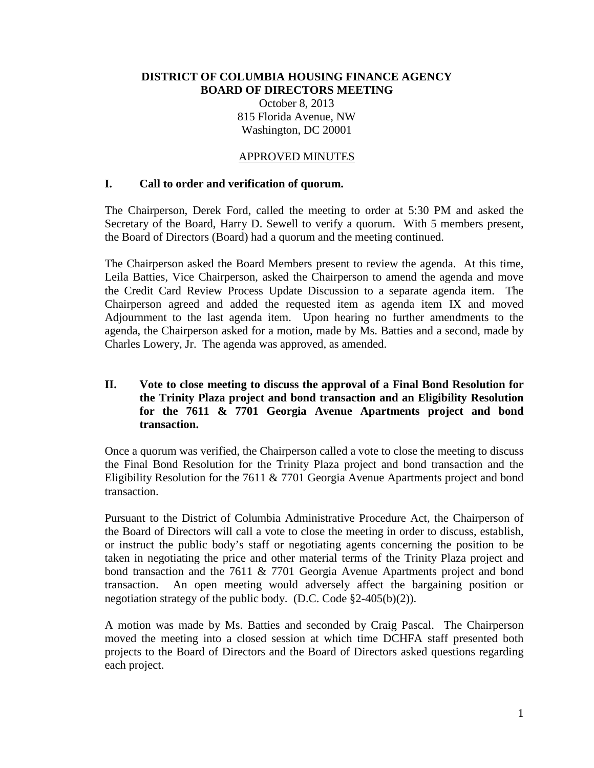**DISTRICT OF COLUMBIA HOUSING FINANCE AGENCY**
**BOARD OF DIRECTORS MEETING**

October 8, 2013
815 Florida Avenue, NW
Washington, DC 20001

APPROVED MINUTES

## I. Call to order and verification of quorum.

The Chairperson, Derek Ford, called the meeting to order at 5:30 PM and asked the Secretary of the Board, Harry D. Sewell to verify a quorum. With 5 members present, the Board of Directors (Board) had a quorum and the meeting continued.

The Chairperson asked the Board Members present to review the agenda. At this time, Leila Batties, Vice Chairperson, asked the Chairperson to amend the agenda and move the Credit Card Review Process Update Discussion to a separate agenda item. The Chairperson agreed and added the requested item as agenda item IX and moved Adjournment to the last agenda item. Upon hearing no further amendments to the agenda, the Chairperson asked for a motion, made by Ms. Batties and a second, made by Charles Lowery, Jr. The agenda was approved, as amended.

## II. Vote to close meeting to discuss the approval of a Final Bond Resolution for the Trinity Plaza project and bond transaction and an Eligibility Resolution for the 7611 & 7701 Georgia Avenue Apartments project and bond transaction.

Once a quorum was verified, the Chairperson called a vote to close the meeting to discuss the Final Bond Resolution for the Trinity Plaza project and bond transaction and the Eligibility Resolution for the 7611 & 7701 Georgia Avenue Apartments project and bond transaction.

Pursuant to the District of Columbia Administrative Procedure Act, the Chairperson of the Board of Directors will call a vote to close the meeting in order to discuss, establish, or instruct the public body's staff or negotiating agents concerning the position to be taken in negotiating the price and other material terms of the Trinity Plaza project and bond transaction and the 7611 & 7701 Georgia Avenue Apartments project and bond transaction. An open meeting would adversely affect the bargaining position or negotiation strategy of the public body. (D.C. Code §2-405(b)(2)).

A motion was made by Ms. Batties and seconded by Craig Pascal. The Chairperson moved the meeting into a closed session at which time DCHFA staff presented both projects to the Board of Directors and the Board of Directors asked questions regarding each project.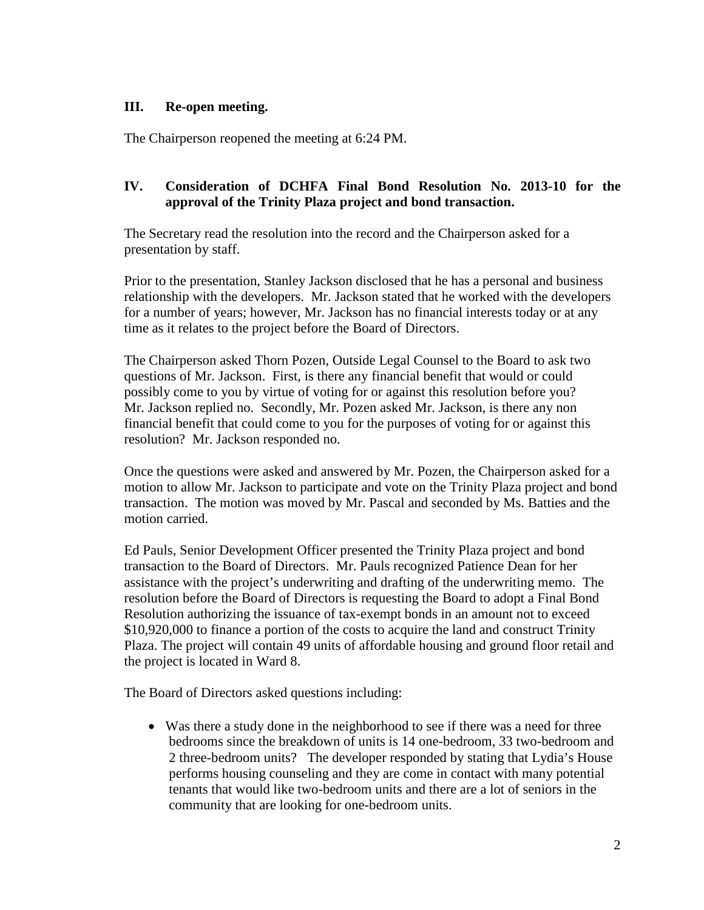## III. Re-open meeting.

The Chairperson reopened the meeting at 6:24 PM.

## IV. Consideration of DCHFA Final Bond Resolution No. 2013-10 for the approval of the Trinity Plaza project and bond transaction.

The Secretary read the resolution into the record and the Chairperson asked for a presentation by staff.

Prior to the presentation, Stanley Jackson disclosed that he has a personal and business relationship with the developers. Mr. Jackson stated that he worked with the developers for a number of years; however, Mr. Jackson has no financial interests today or at any time as it relates to the project before the Board of Directors.

The Chairperson asked Thorn Pozen, Outside Legal Counsel to the Board to ask two questions of Mr. Jackson. First, is there any financial benefit that would or could possibly come to you by virtue of voting for or against this resolution before you? Mr. Jackson replied no. Secondly, Mr. Pozen asked Mr. Jackson, is there any non financial benefit that could come to you for the purposes of voting for or against this resolution? Mr. Jackson responded no.

Once the questions were asked and answered by Mr. Pozen, the Chairperson asked for a motion to allow Mr. Jackson to participate and vote on the Trinity Plaza project and bond transaction. The motion was moved by Mr. Pascal and seconded by Ms. Batties and the motion carried.

Ed Pauls, Senior Development Officer presented the Trinity Plaza project and bond transaction to the Board of Directors. Mr. Pauls recognized Patience Dean for her assistance with the project's underwriting and drafting of the underwriting memo. The resolution before the Board of Directors is requesting the Board to adopt a Final Bond Resolution authorizing the issuance of tax-exempt bonds in an amount not to exceed $10,920,000 to finance a portion of the costs to acquire the land and construct Trinity Plaza. The project will contain 49 units of affordable housing and ground floor retail and the project is located in Ward 8.

The Board of Directors asked questions including:

- Was there a study done in the neighborhood to see if there was a need for three bedrooms since the breakdown of units is 14 one-bedroom, 33 two-bedroom and 2 three-bedroom units? The developer responded by stating that Lydia's House performs housing counseling and they are come in contact with many potential tenants that would like two-bedroom units and there are a lot of seniors in the community that are looking for one-bedroom units.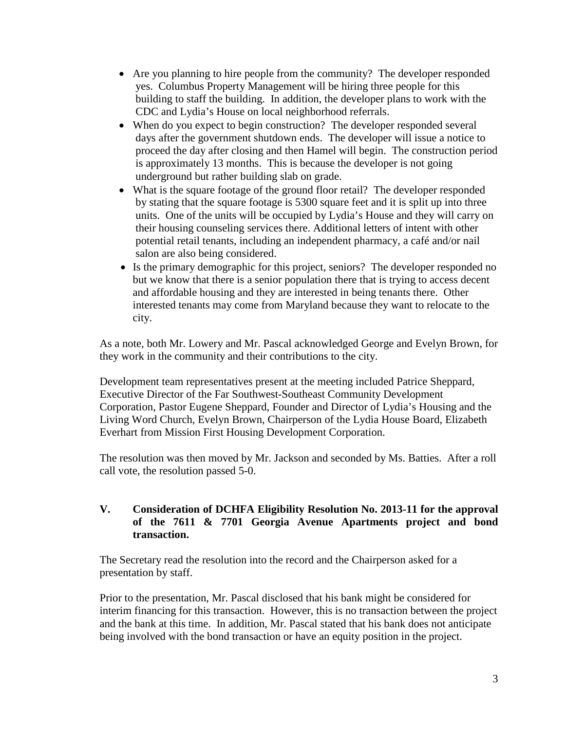- Are you planning to hire people from the community? The developer responded yes. Columbus Property Management will be hiring three people for this building to staff the building. In addition, the developer plans to work with the CDC and Lydia's House on local neighborhood referrals.
- When do you expect to begin construction? The developer responded several days after the government shutdown ends. The developer will issue a notice to proceed the day after closing and then Hamel will begin. The construction period is approximately 13 months. This is because the developer is not going underground but rather building slab on grade.
- What is the square footage of the ground floor retail? The developer responded by stating that the square footage is 5300 square feet and it is split up into three units. One of the units will be occupied by Lydia's House and they will carry on their housing counseling services there. Additional letters of intent with other potential retail tenants, including an independent pharmacy, a café and/or nail salon are also being considered.
- Is the primary demographic for this project, seniors? The developer responded no but we know that there is a senior population there that is trying to access decent and affordable housing and they are interested in being tenants there. Other interested tenants may come from Maryland because they want to relocate to the city.

As a note, both Mr. Lowery and Mr. Pascal acknowledged George and Evelyn Brown, for they work in the community and their contributions to the city.

Development team representatives present at the meeting included Patrice Sheppard, Executive Director of the Far Southwest-Southeast Community Development Corporation, Pastor Eugene Sheppard, Founder and Director of Lydia's Housing and the Living Word Church, Evelyn Brown, Chairperson of the Lydia House Board, Elizabeth Everhart from Mission First Housing Development Corporation.

The resolution was then moved by Mr. Jackson and seconded by Ms. Batties. After a roll call vote, the resolution passed 5-0.

## V. Consideration of DCHFA Eligibility Resolution No. 2013-11 for the approval of the 7611 & 7701 Georgia Avenue Apartments project and bond transaction.

The Secretary read the resolution into the record and the Chairperson asked for a presentation by staff.

Prior to the presentation, Mr. Pascal disclosed that his bank might be considered for interim financing for this transaction. However, this is no transaction between the project and the bank at this time. In addition, Mr. Pascal stated that his bank does not anticipate being involved with the bond transaction or have an equity position in the project.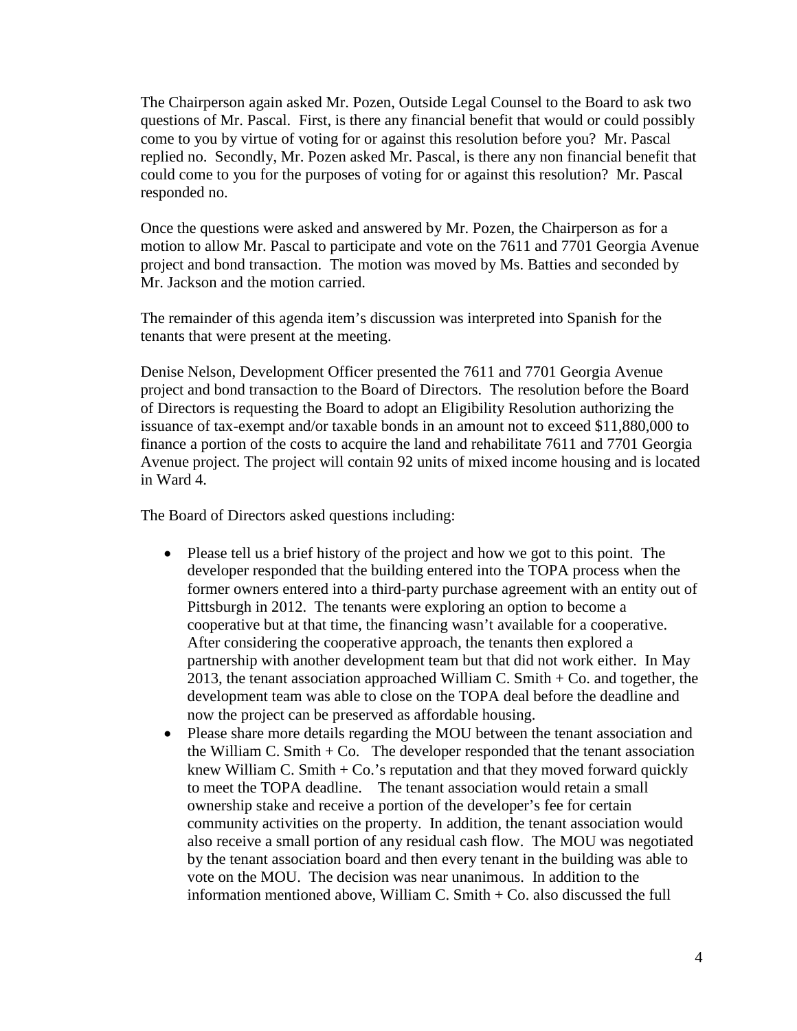The Chairperson again asked Mr. Pozen, Outside Legal Counsel to the Board to ask two questions of Mr. Pascal. First, is there any financial benefit that would or could possibly come to you by virtue of voting for or against this resolution before you? Mr. Pascal replied no. Secondly, Mr. Pozen asked Mr. Pascal, is there any non financial benefit that could come to you for the purposes of voting for or against this resolution? Mr. Pascal responded no.

Once the questions were asked and answered by Mr. Pozen, the Chairperson as for a motion to allow Mr. Pascal to participate and vote on the 7611 and 7701 Georgia Avenue project and bond transaction. The motion was moved by Ms. Batties and seconded by Mr. Jackson and the motion carried.

The remainder of this agenda item's discussion was interpreted into Spanish for the tenants that were present at the meeting.

Denise Nelson, Development Officer presented the 7611 and 7701 Georgia Avenue project and bond transaction to the Board of Directors. The resolution before the Board of Directors is requesting the Board to adopt an Eligibility Resolution authorizing the issuance of tax-exempt and/or taxable bonds in an amount not to exceed $11,880,000 to finance a portion of the costs to acquire the land and rehabilitate 7611 and 7701 Georgia Avenue project. The project will contain 92 units of mixed income housing and is located in Ward 4.

The Board of Directors asked questions including:

- Please tell us a brief history of the project and how we got to this point. The developer responded that the building entered into the TOPA process when the former owners entered into a third-party purchase agreement with an entity out of Pittsburgh in 2012. The tenants were exploring an option to become a cooperative but at that time, the financing wasn't available for a cooperative. After considering the cooperative approach, the tenants then explored a partnership with another development team but that did not work either. In May 2013, the tenant association approached William C. Smith + Co. and together, the development team was able to close on the TOPA deal before the deadline and now the project can be preserved as affordable housing.
- Please share more details regarding the MOU between the tenant association and the William C. Smith + Co. The developer responded that the tenant association knew William C. Smith + Co.'s reputation and that they moved forward quickly to meet the TOPA deadline. The tenant association would retain a small ownership stake and receive a portion of the developer's fee for certain community activities on the property. In addition, the tenant association would also receive a small portion of any residual cash flow. The MOU was negotiated by the tenant association board and then every tenant in the building was able to vote on the MOU. The decision was near unanimous. In addition to the information mentioned above, William C. Smith + Co. also discussed the full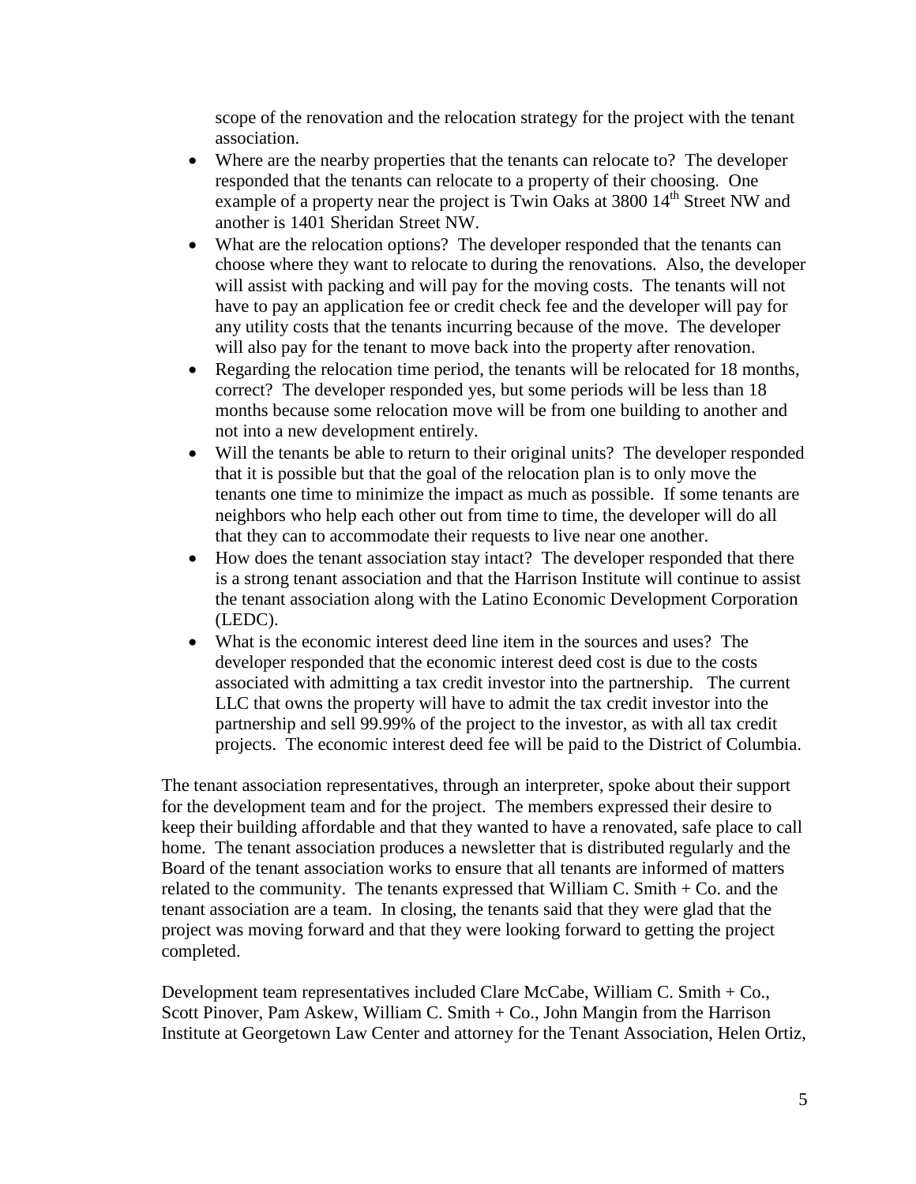scope of the renovation and the relocation strategy for the project with the tenant association.

- Where are the nearby properties that the tenants can relocate to? The developer responded that the tenants can relocate to a property of their choosing. One example of a property near the project is Twin Oaks at 3800 14th Street NW and another is 1401 Sheridan Street NW.
- What are the relocation options? The developer responded that the tenants can choose where they want to relocate to during the renovations. Also, the developer will assist with packing and will pay for the moving costs. The tenants will not have to pay an application fee or credit check fee and the developer will pay for any utility costs that the tenants incurring because of the move. The developer will also pay for the tenant to move back into the property after renovation.
- Regarding the relocation time period, the tenants will be relocated for 18 months, correct? The developer responded yes, but some periods will be less than 18 months because some relocation move will be from one building to another and not into a new development entirely.
- Will the tenants be able to return to their original units? The developer responded that it is possible but that the goal of the relocation plan is to only move the tenants one time to minimize the impact as much as possible. If some tenants are neighbors who help each other out from time to time, the developer will do all that they can to accommodate their requests to live near one another.
- How does the tenant association stay intact? The developer responded that there is a strong tenant association and that the Harrison Institute will continue to assist the tenant association along with the Latino Economic Development Corporation (LEDC).
- What is the economic interest deed line item in the sources and uses? The developer responded that the economic interest deed cost is due to the costs associated with admitting a tax credit investor into the partnership. The current LLC that owns the property will have to admit the tax credit investor into the partnership and sell 99.99% of the project to the investor, as with all tax credit projects. The economic interest deed fee will be paid to the District of Columbia.

The tenant association representatives, through an interpreter, spoke about their support for the development team and for the project. The members expressed their desire to keep their building affordable and that they wanted to have a renovated, safe place to call home. The tenant association produces a newsletter that is distributed regularly and the Board of the tenant association works to ensure that all tenants are informed of matters related to the community. The tenants expressed that William C. Smith + Co. and the tenant association are a team. In closing, the tenants said that they were glad that the project was moving forward and that they were looking forward to getting the project completed.

Development team representatives included Clare McCabe, William C. Smith + Co., Scott Pinover, Pam Askew, William C. Smith + Co., John Mangin from the Harrison Institute at Georgetown Law Center and attorney for the Tenant Association, Helen Ortiz,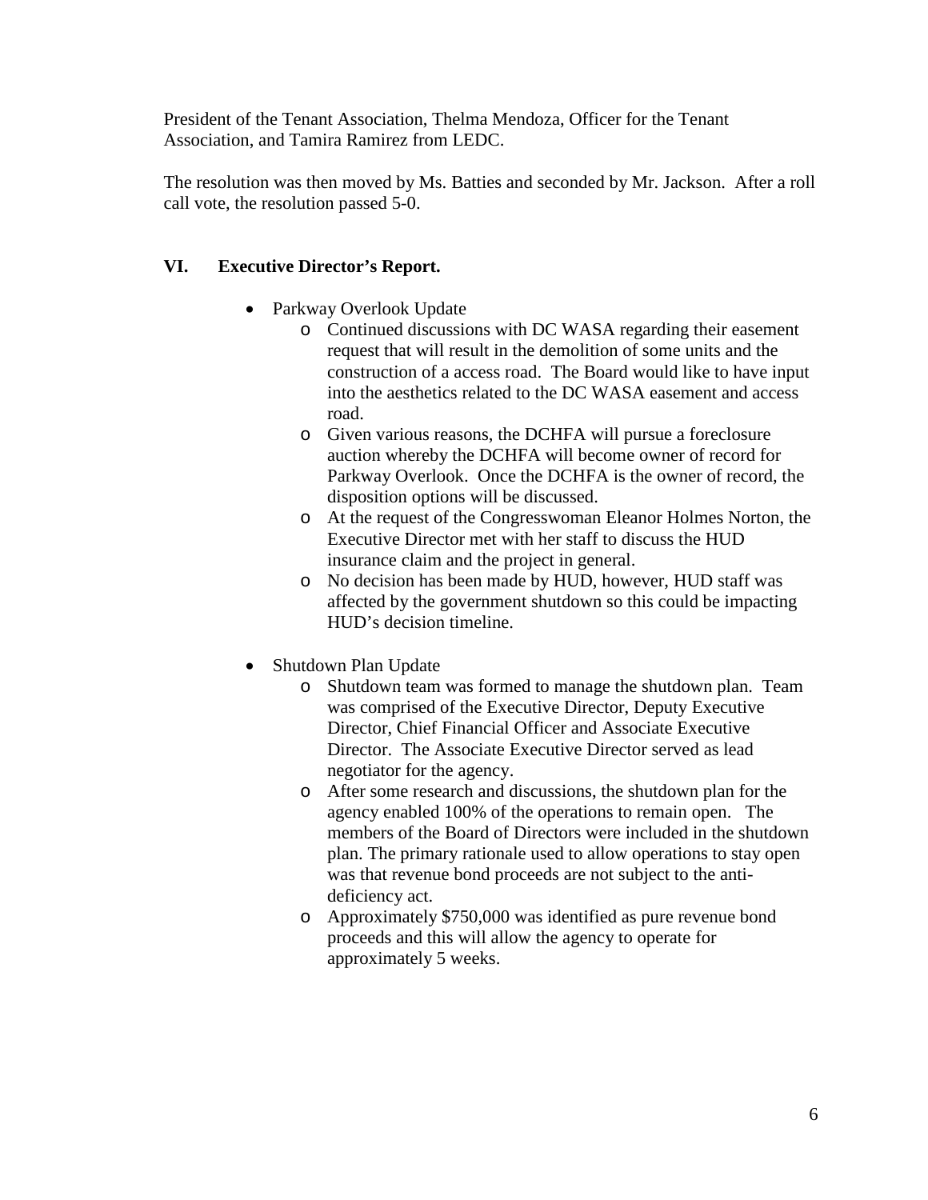President of the Tenant Association, Thelma Mendoza, Officer for the Tenant Association, and Tamira Ramirez from LEDC.

The resolution was then moved by Ms. Batties and seconded by Mr. Jackson. After a roll call vote, the resolution passed 5-0.

## VI. Executive Director's Report.

- Parkway Overlook Update
  - Continued discussions with DC WASA regarding their easement request that will result in the demolition of some units and the construction of a access road. The Board would like to have input into the aesthetics related to the DC WASA easement and access road.
  - Given various reasons, the DCHFA will pursue a foreclosure auction whereby the DCHFA will become owner of record for Parkway Overlook. Once the DCHFA is the owner of record, the disposition options will be discussed.
  - At the request of the Congresswoman Eleanor Holmes Norton, the Executive Director met with her staff to discuss the HUD insurance claim and the project in general.
  - No decision has been made by HUD, however, HUD staff was affected by the government shutdown so this could be impacting HUD's decision timeline.

- Shutdown Plan Update
  - Shutdown team was formed to manage the shutdown plan. Team was comprised of the Executive Director, Deputy Executive Director, Chief Financial Officer and Associate Executive Director. The Associate Executive Director served as lead negotiator for the agency.
  - After some research and discussions, the shutdown plan for the agency enabled 100% of the operations to remain open. The members of the Board of Directors were included in the shutdown plan. The primary rationale used to allow operations to stay open was that revenue bond proceeds are not subject to the anti-deficiency act.
  - Approximately $750,000 was identified as pure revenue bond proceeds and this will allow the agency to operate for approximately 5 weeks.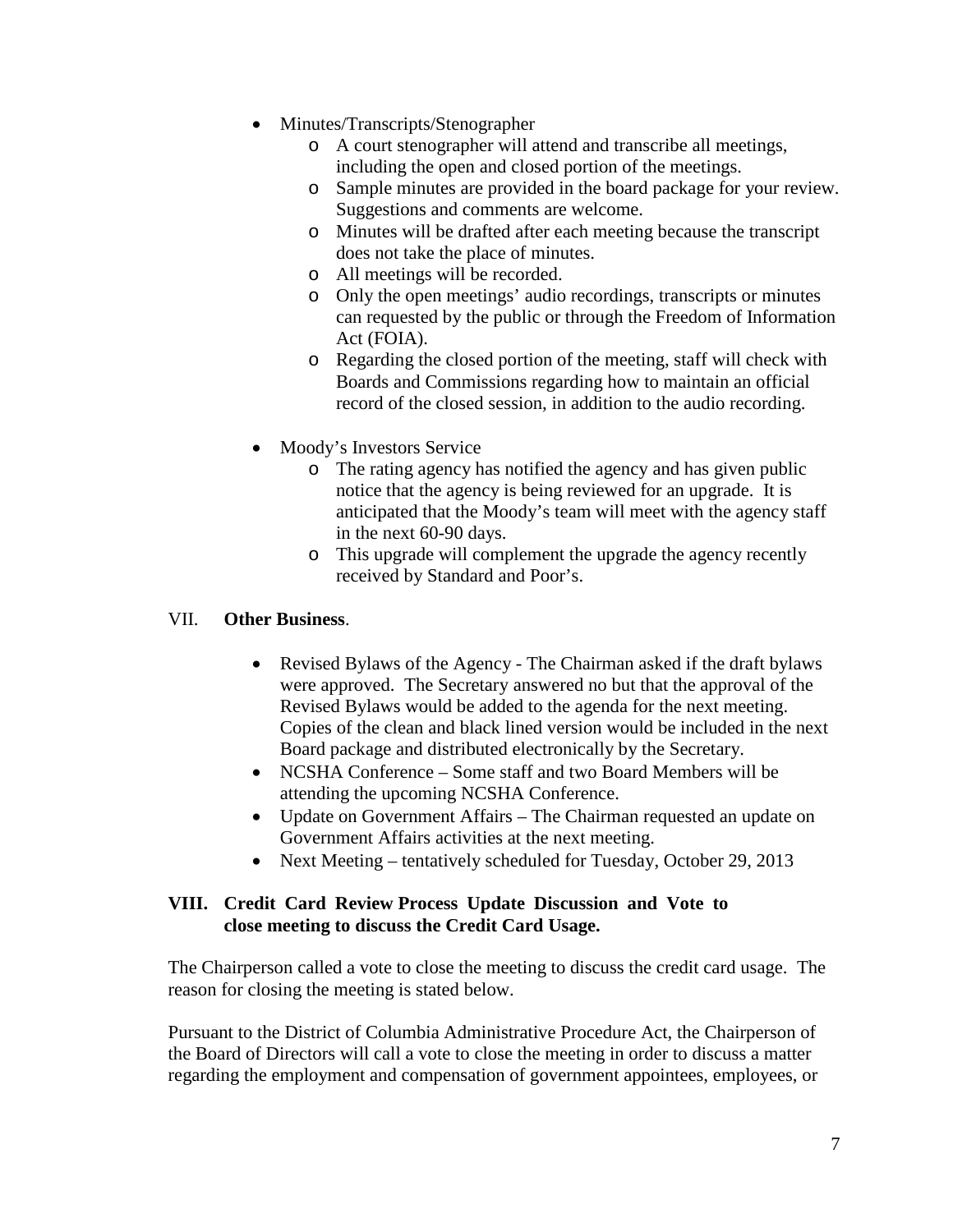- Minutes/Transcripts/Stenographer
  - A court stenographer will attend and transcribe all meetings, including the open and closed portion of the meetings.
  - Sample minutes are provided in the board package for your review. Suggestions and comments are welcome.
  - Minutes will be drafted after each meeting because the transcript does not take the place of minutes.
  - All meetings will be recorded.
  - Only the open meetings' audio recordings, transcripts or minutes can requested by the public or through the Freedom of Information Act (FOIA).
  - Regarding the closed portion of the meeting, staff will check with Boards and Commissions regarding how to maintain an official record of the closed session, in addition to the audio recording.

- Moody's Investors Service
  - The rating agency has notified the agency and has given public notice that the agency is being reviewed for an upgrade. It is anticipated that the Moody's team will meet with the agency staff in the next 60-90 days.
  - This upgrade will complement the upgrade the agency recently received by Standard and Poor's.

VII. **Other Business**.

- Revised Bylaws of the Agency - The Chairman asked if the draft bylaws were approved. The Secretary answered no but that the approval of the Revised Bylaws would be added to the agenda for the next meeting. Copies of the clean and black lined version would be included in the next Board package and distributed electronically by the Secretary.
- NCSHA Conference – Some staff and two Board Members will be attending the upcoming NCSHA Conference.
- Update on Government Affairs – The Chairman requested an update on Government Affairs activities at the next meeting.
- Next Meeting – tentatively scheduled for Tuesday, October 29, 2013

**VIII. Credit Card Review Process Update Discussion and Vote to close meeting to discuss the Credit Card Usage.**

The Chairperson called a vote to close the meeting to discuss the credit card usage. The reason for closing the meeting is stated below.

Pursuant to the District of Columbia Administrative Procedure Act, the Chairperson of the Board of Directors will call a vote to close the meeting in order to discuss a matter regarding the employment and compensation of government appointees, employees, or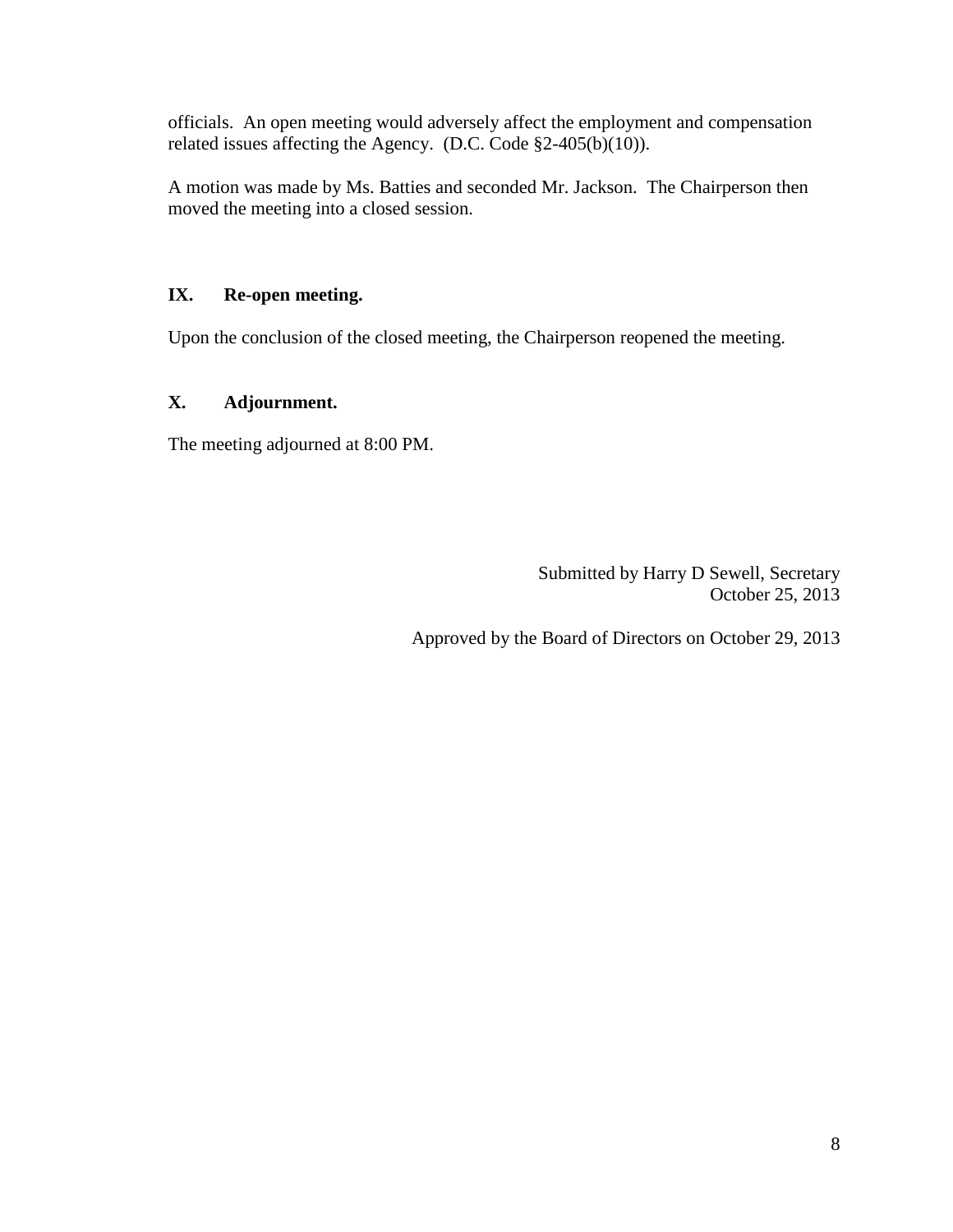officials. An open meeting would adversely affect the employment and compensation related issues affecting the Agency. (D.C. Code §2-405(b)(10)).

A motion was made by Ms. Batties and seconded Mr. Jackson. The Chairperson then moved the meeting into a closed session.

## IX. Re-open meeting.

Upon the conclusion of the closed meeting, the Chairperson reopened the meeting.

## X. Adjournment.

The meeting adjourned at 8:00 PM.

Submitted by Harry D Sewell, Secretary
October 25, 2013

Approved by the Board of Directors on October 29, 2013